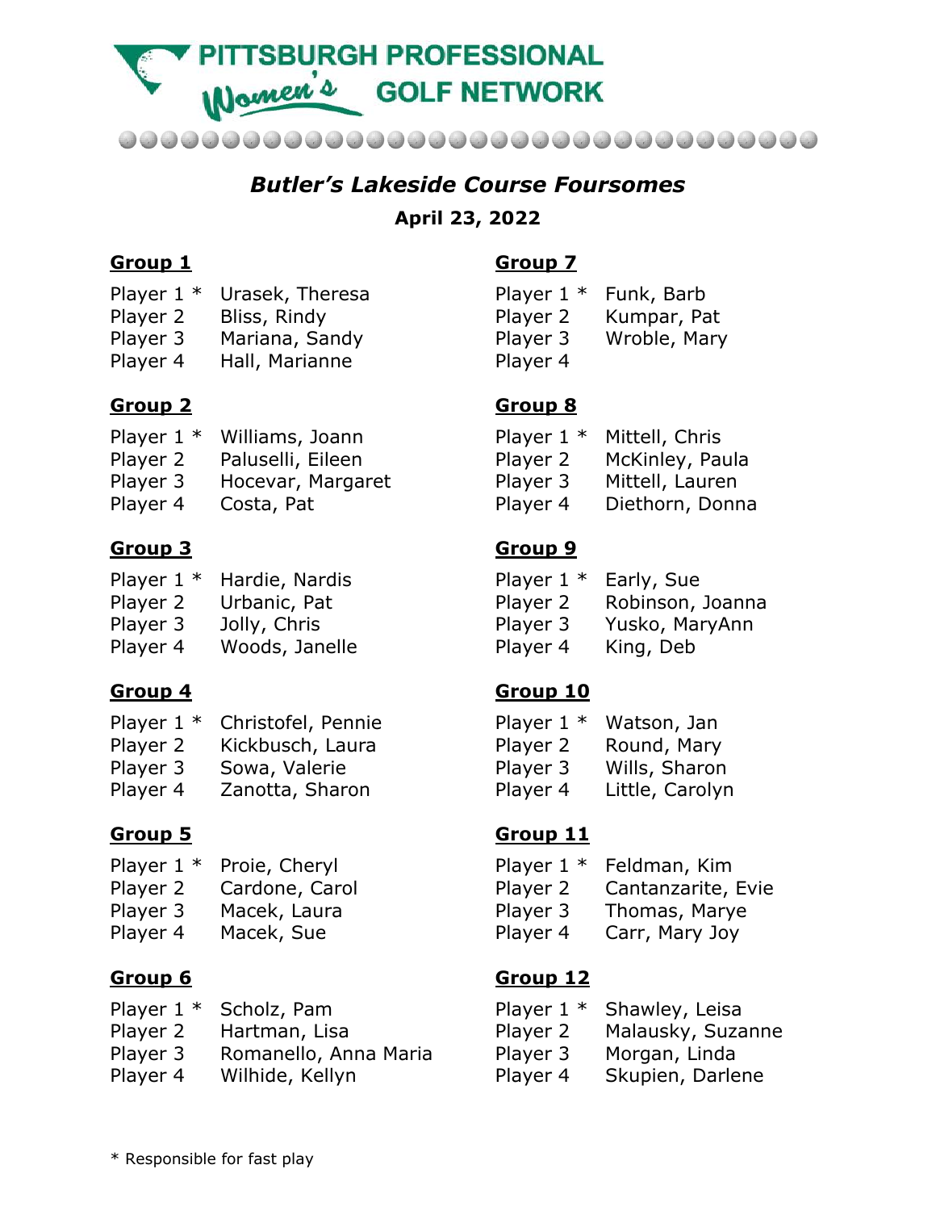# PITTSBURGH PROFESSIONAL Women's GOLF NETWORK

## *Butler's Lakeside Course Foursomes*

**April 23, 2022**

**Group 1**

Player 1 * Urasek, Theresa
Player 2 Bliss, Rindy
Player 3 Mariana, Sandy
Player 4 Hall, Marianne

**Group 2**

Player 1 * Williams, Joann
Player 2 Paluselli, Eileen
Player 3 Hocevar, Margaret
Player 4 Costa, Pat

**Group 3**

Player 1 * Hardie, Nardis
Player 2 Urbanic, Pat
Player 3 Jolly, Chris
Player 4 Woods, Janelle

**Group 4**

Player 1 * Christofel, Pennie
Player 2 Kickbusch, Laura
Player 3 Sowa, Valerie
Player 4 Zanotta, Sharon

**Group 5**

Player 1 * Proie, Cheryl
Player 2 Cardone, Carol
Player 3 Macek, Laura
Player 4 Macek, Sue

**Group 6**

Player 1 * Scholz, Pam
Player 2 Hartman, Lisa
Player 3 Romanello, Anna Maria
Player 4 Wilhide, Kellyn

**Group 7**

Player 1 * Funk, Barb
Player 2 Kumpar, Pat
Player 3 Wroble, Mary
Player 4

**Group 8**

Player 1 * Mittell, Chris
Player 2 McKinley, Paula
Player 3 Mittell, Lauren
Player 4 Diethorn, Donna

**Group 9**

Player 1 * Early, Sue
Player 2 Robinson, Joanna
Player 3 Yusko, MaryAnn
Player 4 King, Deb

**Group 10**

Player 1 * Watson, Jan
Player 2 Round, Mary
Player 3 Wills, Sharon
Player 4 Little, Carolyn

**Group 11**

Player 1 * Feldman, Kim
Player 2 Cantanzarite, Evie
Player 3 Thomas, Marye
Player 4 Carr, Mary Joy

**Group 12**

Player 1 * Shawley, Leisa
Player 2 Malausky, Suzanne
Player 3 Morgan, Linda
Player 4 Skupien, Darlene

* Responsible for fast play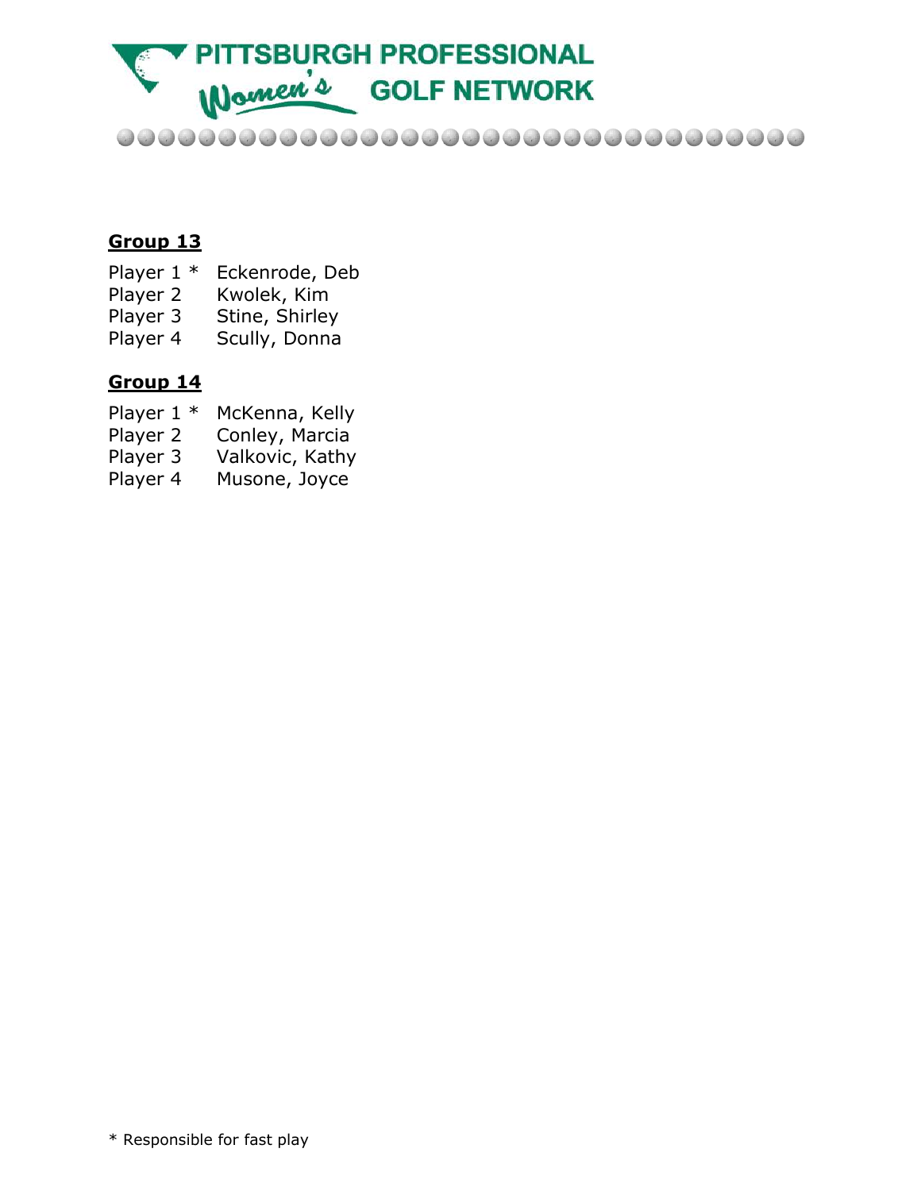## Group 13

| | |
|---|---|
| Player 1 * | Eckenrode, Deb |
| Player 2 | Kwolek, Kim |
| Player 3 | Stine, Shirley |
| Player 4 | Scully, Donna |

## Group 14

| | |
|---|---|
| Player 1 * | McKenna, Kelly |
| Player 2 | Conley, Marcia |
| Player 3 | Valkovic, Kathy |
| Player 4 | Musone, Joyce |

* Responsible for fast play